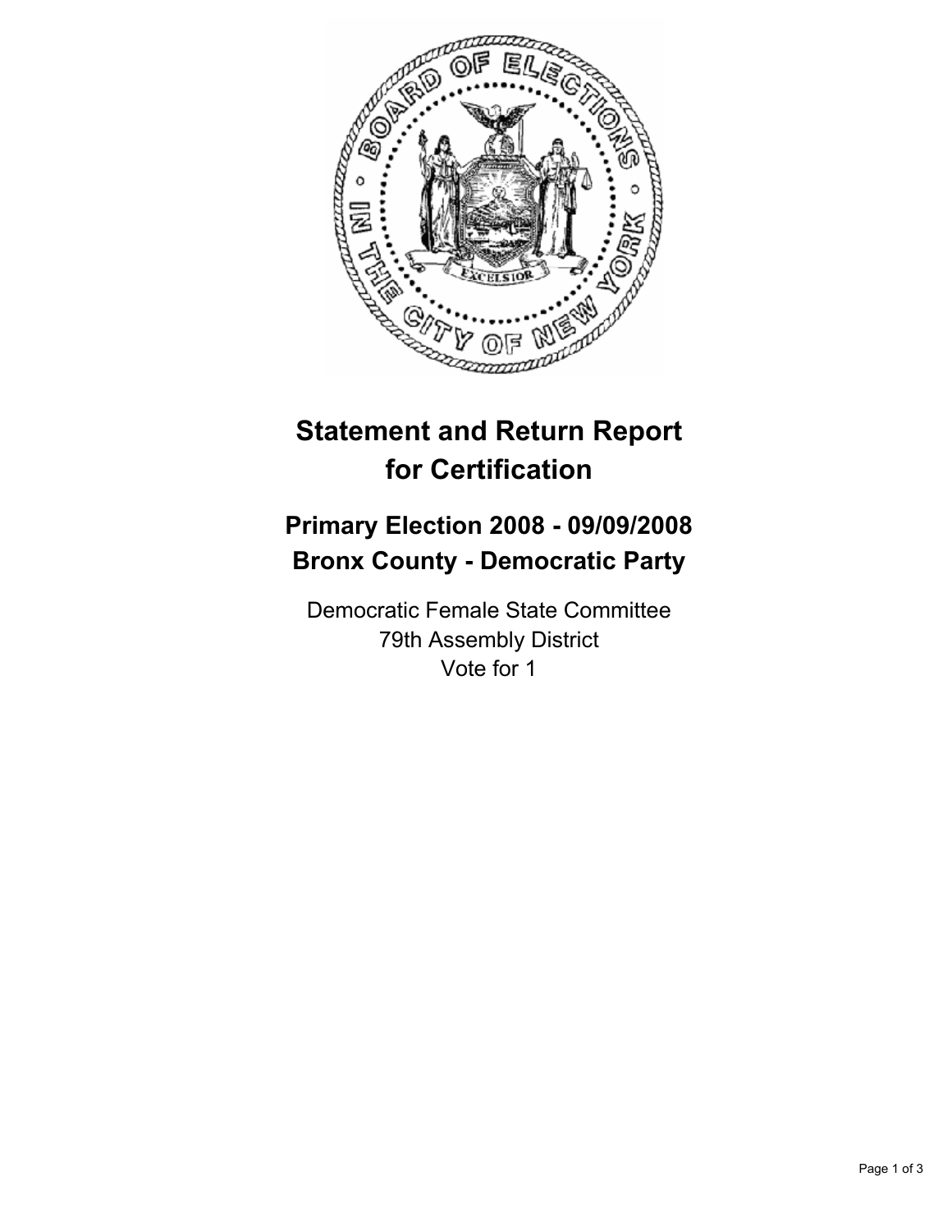# Statement and Return Report for Certification

## Primary Election 2008 - 09/09/2008
## Bronx County - Democratic Party

Democratic Female State Committee
79th Assembly District
Vote for 1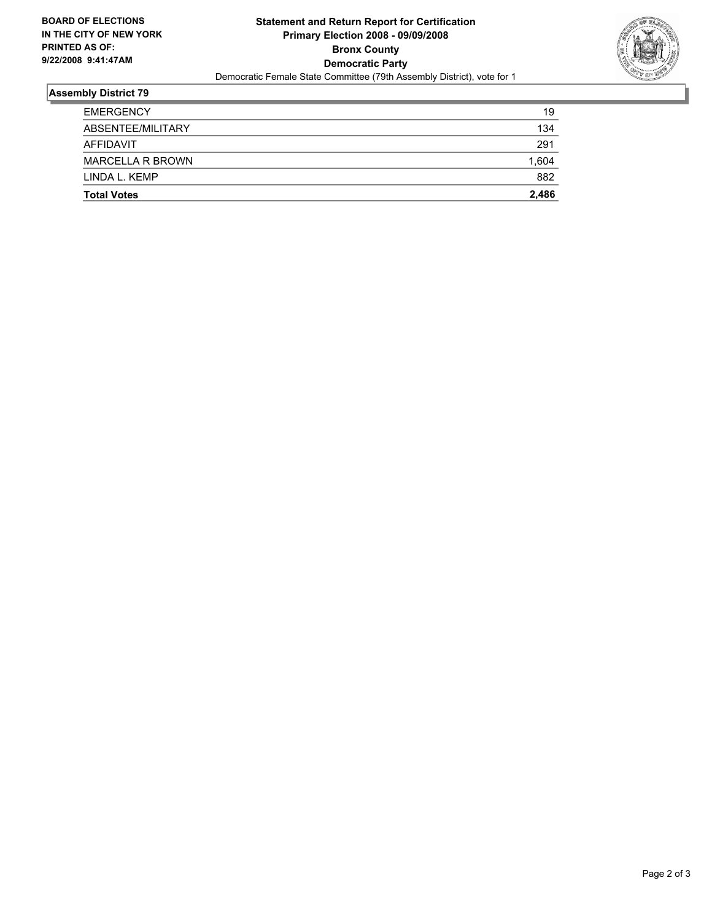**BOARD OF ELECTIONS IN THE CITY OF NEW YORK PRINTED AS OF: 9/22/2008 9:41:47AM**

# Statement and Return Report for Certification
## Primary Election 2008 - 09/09/2008
## Bronx County
## Democratic Party

Democratic Female State Committee (79th Assembly District), vote for 1

### Assembly District 79

| | |
|---|---|
| EMERGENCY | 19 |
| ABSENTEE/MILITARY | 134 |
| AFFIDAVIT | 291 |
| MARCELLA R BROWN | 1,604 |
| LINDA L. KEMP | 882 |
| **Total Votes** | **2,486** |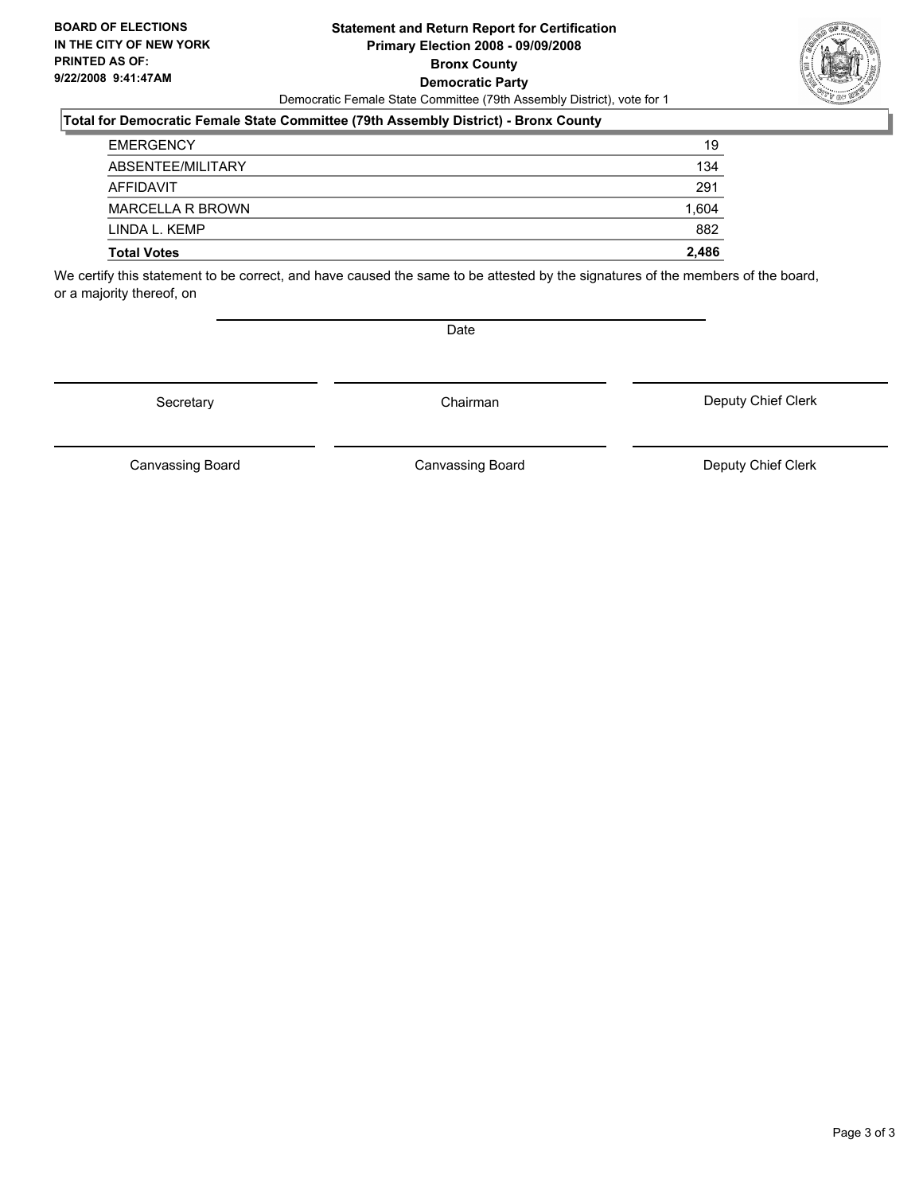**BOARD OF ELECTIONS IN THE CITY OF NEW YORK PRINTED AS OF: 9/22/2008 9:41:47AM**

**Statement and Return Report for Certification**
**Primary Election 2008 - 09/09/2008**
**Bronx County**
**Democratic Party**
Democratic Female State Committee (79th Assembly District), vote for 1

**Total for Democratic Female State Committee (79th Assembly District) - Bronx County**

| | |
|---|---|
| EMERGENCY | 19 |
| ABSENTEE/MILITARY | 134 |
| AFFIDAVIT | 291 |
| MARCELLA R BROWN | 1,604 |
| LINDA L. KEMP | 882 |
| **Total Votes** | **2,486** |

We certify this statement to be correct, and have caused the same to be attested by the signatures of the members of the board, or a majority thereof, on

Date

Secretary | Chairman | Deputy Chief Clerk

Canvassing Board | Canvassing Board | Deputy Chief Clerk